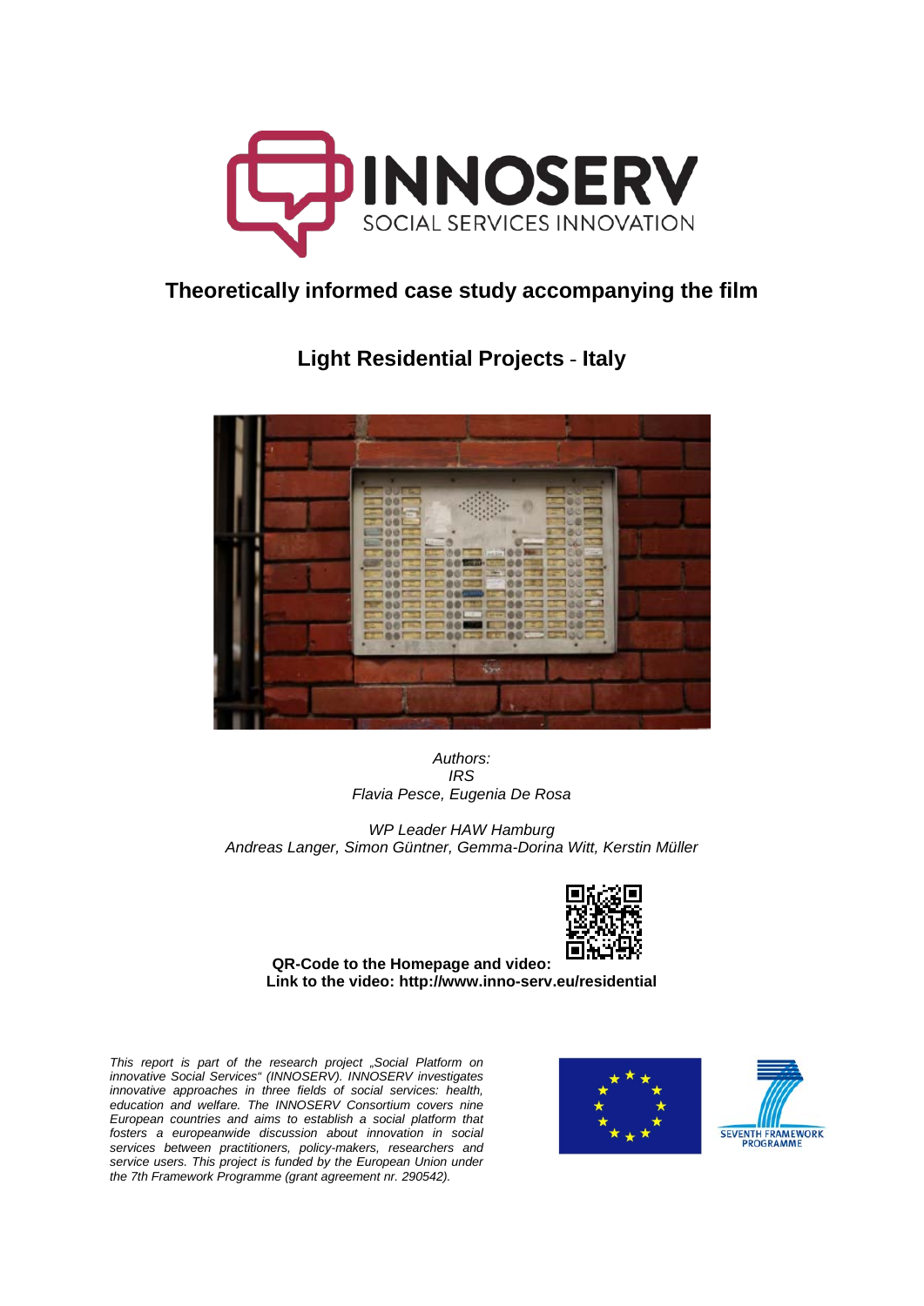# INNOSERV

SOCIAL SERVICES INNOVATION

## Theoretically informed case study accompanying the film

## Light Residential Projects - Italy

*Authors:*
*IRS*
*Flavia Pesce, Eugenia De Rosa*

*WP Leader HAW Hamburg*
*Andreas Langer, Simon Güntner, Gemma-Dorina Witt, Kerstin Müller*

**QR-Code to the Homepage and video:**
**Link to the video: http://www.inno-serv.eu/residential**

*This report is part of the research project „Social Platform on innovative Social Services" (INNOSERV). INNOSERV investigates innovative approaches in three fields of social services: health, education and welfare. The INNOSERV Consortium covers nine European countries and aims to establish a social platform that fosters a europeanwide discussion about innovation in social services between practitioners, policy-makers, researchers and service users. This project is funded by the European Union under the 7th Framework Programme (grant agreement nr. 290542).*

SEVENTH FRAMEWORK PROGRAMME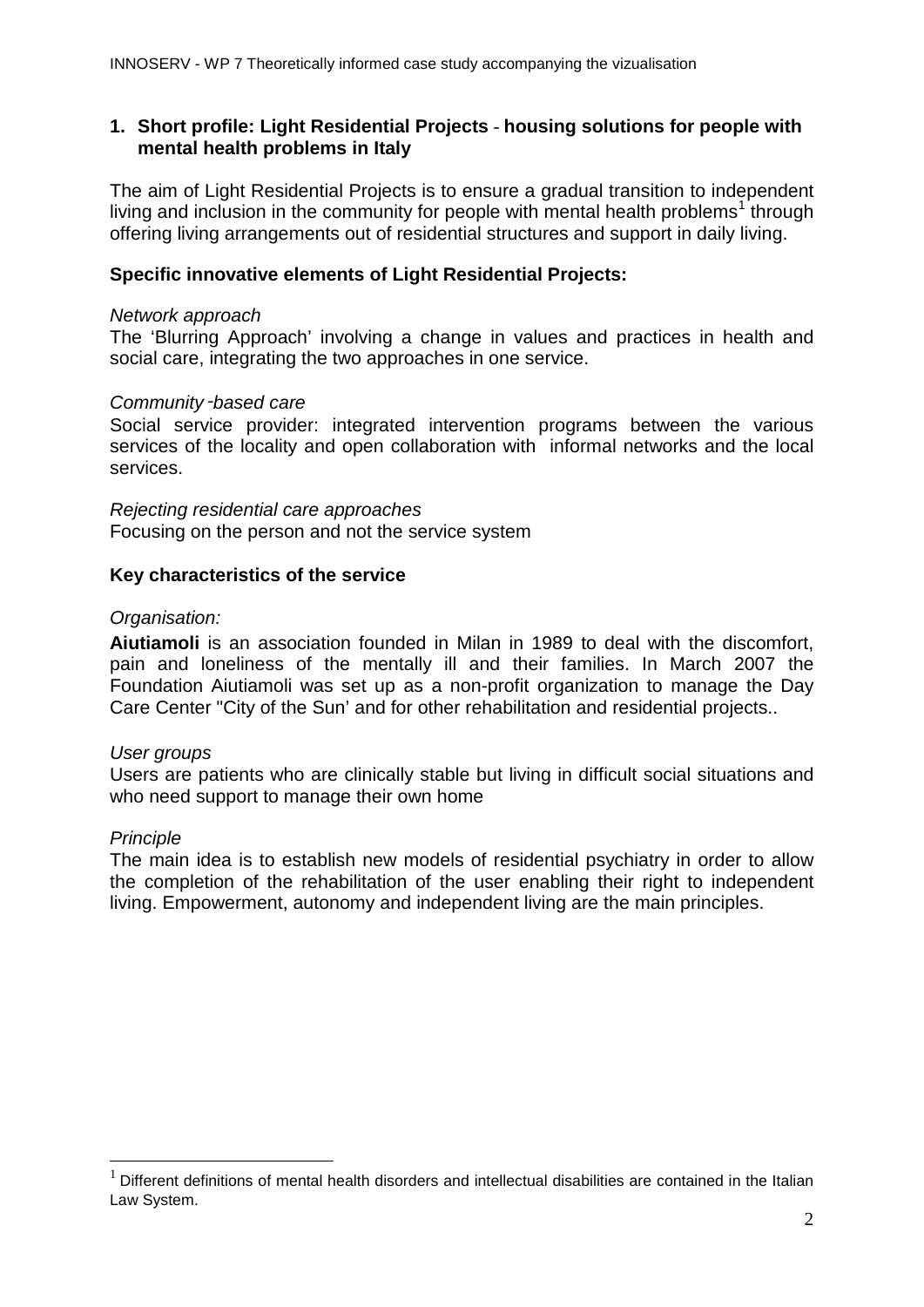## 1. Short profile: Light Residential Projects - housing solutions for people with mental health problems in Italy

The aim of Light Residential Projects is to ensure a gradual transition to independent living and inclusion in the community for people with mental health problems[1] through offering living arrangements out of residential structures and support in daily living.

### Specific innovative elements of Light Residential Projects:

*Network approach*

The 'Blurring Approach' involving a change in values and practices in health and social care, integrating the two approaches in one service.

*Community-based care*

Social service provider: integrated intervention programs between the various services of the locality and open collaboration with informal networks and the local services.

*Rejecting residential care approaches*

Focusing on the person and not the service system

### Key characteristics of the service

*Organisation:*

**Aiutiamoli** is an association founded in Milan in 1989 to deal with the discomfort, pain and loneliness of the mentally ill and their families. In March 2007 the Foundation Aiutiamoli was set up as a non-profit organization to manage the Day Care Center "City of the Sun' and for other rehabilitation and residential projects..

*User groups*

Users are patients who are clinically stable but living in difficult social situations and who need support to manage their own home

*Principle*

The main idea is to establish new models of residential psychiatry in order to allow the completion of the rehabilitation of the user enabling their right to independent living. Empowerment, autonomy and independent living are the main principles.

---

[1] Different definitions of mental health disorders and intellectual disabilities are contained in the Italian Law System.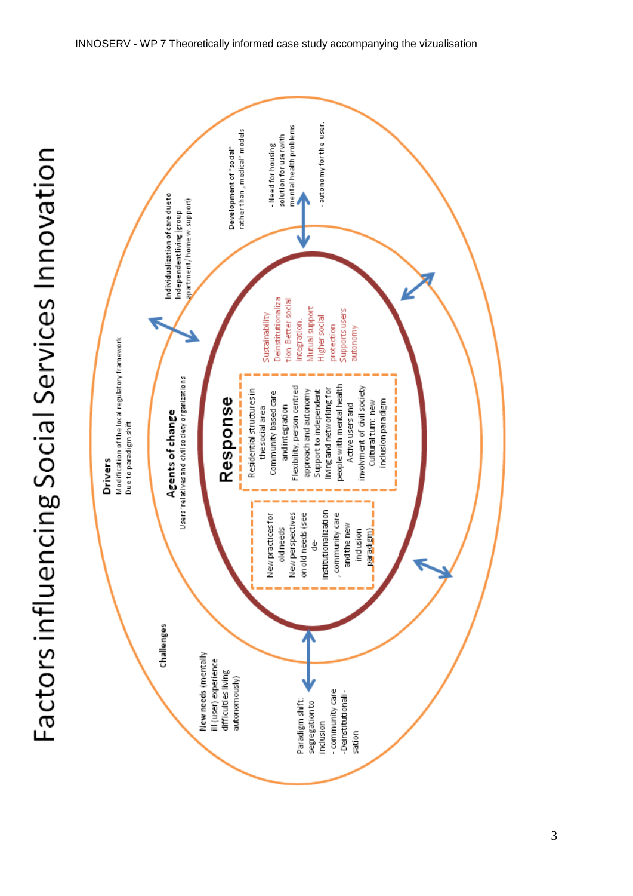# Factors influencing Social Services Innovation

**Drivers**

Modification of the local regulatory framework

Due to paradigm shift

Individualization of care due to Independent living (group apartment/ home w. support)

Development of "social" rather than „medical" models

- Need for housing solution for user with mental health problems

- autonomy for the user.

**Agents of change**

Users' relatives and civil society organizations

**Challenges**

New needs (mentally ill (user) experience difficulties living autonomously)

Paradigm shift: segregation to inclusion

- community care

-Deinstitutionali-sation

**Response**

Residential structures in the social area

Community based care and integration

Flexibility, person centred approach and autonomy

Support to independent living and networking for people with mental health

Active users and involvment of civil society

Cultural turn: new inclusion paradigm

New practices for old needs

New perspectives on old needs (see de-institutionalization, community care and the new inclusion paradigm)

Sustainability

Deinstitutionalization Better social integration.

Mutual support

Higher social protection

Supports users autonomy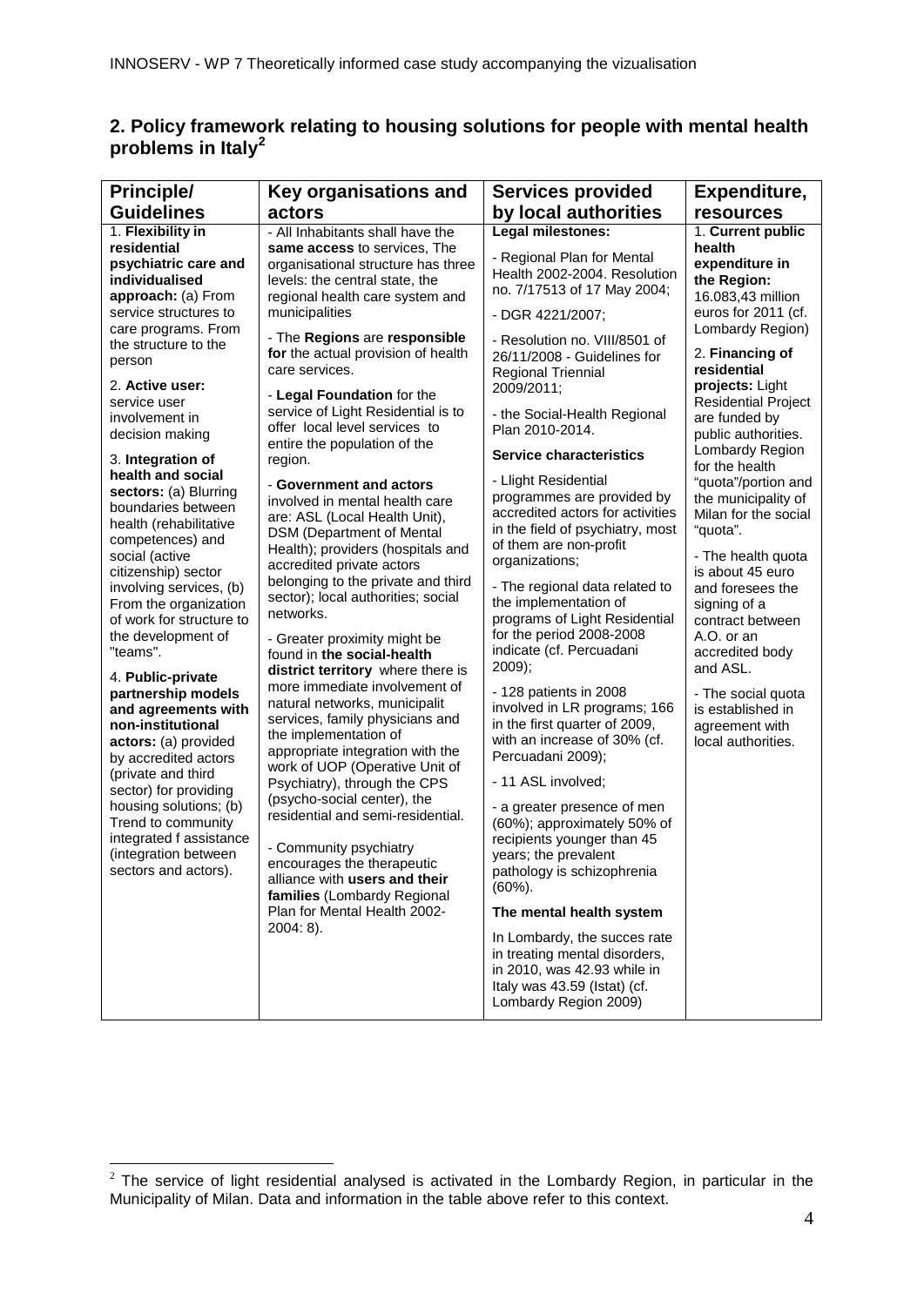## 2. Policy framework relating to housing solutions for people with mental health problems in Italy[2]

| Principle/ Guidelines | Key organisations and actors | Services provided by local authorities | Expenditure, resources |
|---|---|---|---|
| 1. **Flexibility in residential psychiatric care and individualised approach:** (a) From service structures to care programs. From the structure to the person<br><br>2. **Active user:** service user involvement in decision making<br><br>3. **Integration of health and social sectors:** (a) Blurring boundaries between health (rehabilitative competences) and social (active citizenship) sector involving services, (b) From the organization of work for structure to the development of "teams".<br><br>4. **Public-private partnership models and agreements with non-institutional actors:** (a) provided by accredited actors (private and third sector) for providing housing solutions; (b) Trend to community integrated f assistance (integration between sectors and actors). | - All Inhabitants shall have the **same access** to services, The organisational structure has three levels: the central state, the regional health care system and municipalities<br><br>- The **Regions** are **responsible for** the actual provision of health care services.<br><br>- **Legal Foundation** for the service of Light Residential is to offer local level services to entire the population of the region.<br><br>- **Government and actors** involved in mental health care are: ASL (Local Health Unit), DSM (Department of Mental Health); providers (hospitals and accredited private actors belonging to the private and third sector); local authorities; social networks.<br><br>- Greater proximity might be found in **the social-health district territory** where there is more immediate involvement of natural networks, municipalit services, family physicians and the implementation of appropriate integration with the work of UOP (Operative Unit of Psychiatry), through the CPS (psycho-social center), the residential and semi-residential.<br><br>- Community psychiatry encourages the therapeutic alliance with **users and their families** (Lombardy Regional Plan for Mental Health 2002-2004: 8). | **Legal milestones:**<br><br>- Regional Plan for Mental Health 2002-2004. Resolution no. 7/17513 of 17 May 2004;<br><br>- DGR 4221/2007;<br><br>- Resolution no. VIII/8501 of 26/11/2008 - Guidelines for Regional Triennial 2009/2011;<br><br>- the Social-Health Regional Plan 2010-2014.<br><br>**Service characteristics**<br><br>- Llight Residential programmes are provided by accredited actors for activities in the field of psychiatry, most of them are non-profit organizations;<br><br>- The regional data related to the implementation of programs of Light Residential for the period 2008-2008 indicate (cf. Percuadani 2009);<br><br>- 128 patients in 2008 involved in LR programs; 166 in the first quarter of 2009, with an increase of 30% (cf. Percuadani 2009);<br><br>- 11 ASL involved;<br><br>- a greater presence of men (60%); approximately 50% of recipients younger than 45 years; the prevalent pathology is schizophrenia (60%).<br><br>**The mental health system**<br><br>In Lombardy, the succes rate in treating mental disorders, in 2010, was 42.93 while in Italy was 43.59 (Istat) (cf. Lombardy Region 2009) | 1. **Current public health expenditure in the Region:** 16.083,43 million euros for 2011 (cf. Lombardy Region)<br><br>2. **Financing of residential projects:** Light Residential Project are funded by public authorities. Lombardy Region for the health "quota"/portion and the municipality of Milan for the social "quota".<br><br>- The health quota is about 45 euro and foresees the signing of a contract between A.O. or an accredited body and ASL.<br><br>- The social quota is established in agreement with local authorities. |

[2] The service of light residential analysed is activated in the Lombardy Region, in particular in the Municipality of Milan. Data and information in the table above refer to this context.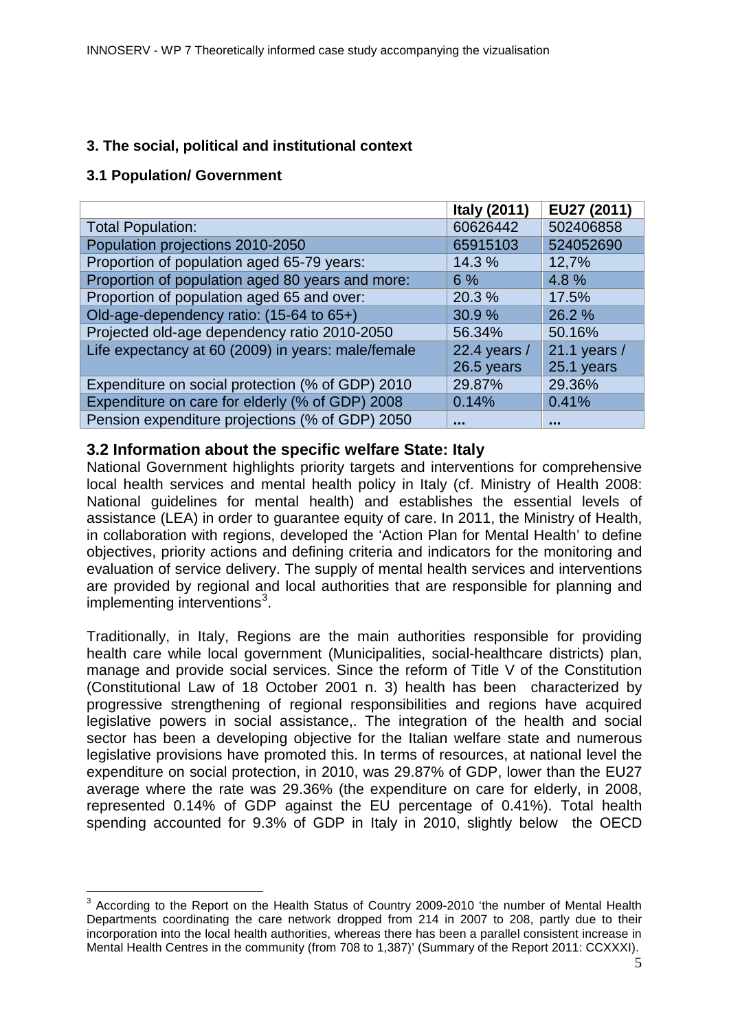## 3. The social, political and institutional context

### 3.1 Population/ Government

| | Italy (2011) | EU27 (2011) |
|---|---|---|
| Total Population: | 60626442 | 502406858 |
| Population projections 2010-2050 | 65915103 | 524052690 |
| Proportion of population aged 65-79 years: | 14.3 % | 12,7% |
| Proportion of population aged 80 years and more: | 6 % | 4.8 % |
| Proportion of population aged 65 and over: | 20.3 % | 17.5% |
| Old-age-dependency ratio: (15-64 to 65+) | 30.9 % | 26.2 % |
| Projected old-age dependency ratio 2010-2050 | 56.34% | 50.16% |
| Life expectancy at 60 (2009) in years: male/female | 22.4 years / 26.5 years | 21.1 years / 25.1 years |
| Expenditure on social protection (% of GDP) 2010 | 29.87% | 29.36% |
| Expenditure on care for elderly (% of GDP) 2008 | 0.14% | 0.41% |
| Pension expenditure projections (% of GDP) 2050 | ... | ... |

### 3.2 Information about the specific welfare State: Italy

National Government highlights priority targets and interventions for comprehensive local health services and mental health policy in Italy (cf. Ministry of Health 2008: National guidelines for mental health) and establishes the essential levels of assistance (LEA) in order to guarantee equity of care. In 2011, the Ministry of Health, in collaboration with regions, developed the 'Action Plan for Mental Health' to define objectives, priority actions and defining criteria and indicators for the monitoring and evaluation of service delivery. The supply of mental health services and interventions are provided by regional and local authorities that are responsible for planning and implementing interventions[3].

Traditionally, in Italy, Regions are the main authorities responsible for providing health care while local government (Municipalities, social-healthcare districts) plan, manage and provide social services. Since the reform of Title V of the Constitution (Constitutional Law of 18 October 2001 n. 3) health has been characterized by progressive strengthening of regional responsibilities and regions have acquired legislative powers in social assistance,. The integration of the health and social sector has been a developing objective for the Italian welfare state and numerous legislative provisions have promoted this. In terms of resources, at national level the expenditure on social protection, in 2010, was 29.87% of GDP, lower than the EU27 average where the rate was 29.36% (the expenditure on care for elderly, in 2008, represented 0.14% of GDP against the EU percentage of 0.41%). Total health spending accounted for 9.3% of GDP in Italy in 2010, slightly below the OECD

---

[3] According to the Report on the Health Status of Country 2009-2010 'the number of Mental Health Departments coordinating the care network dropped from 214 in 2007 to 208, partly due to their incorporation into the local health authorities, whereas there has been a parallel consistent increase in Mental Health Centres in the community (from 708 to 1,387)' (Summary of the Report 2011: CCXXXI).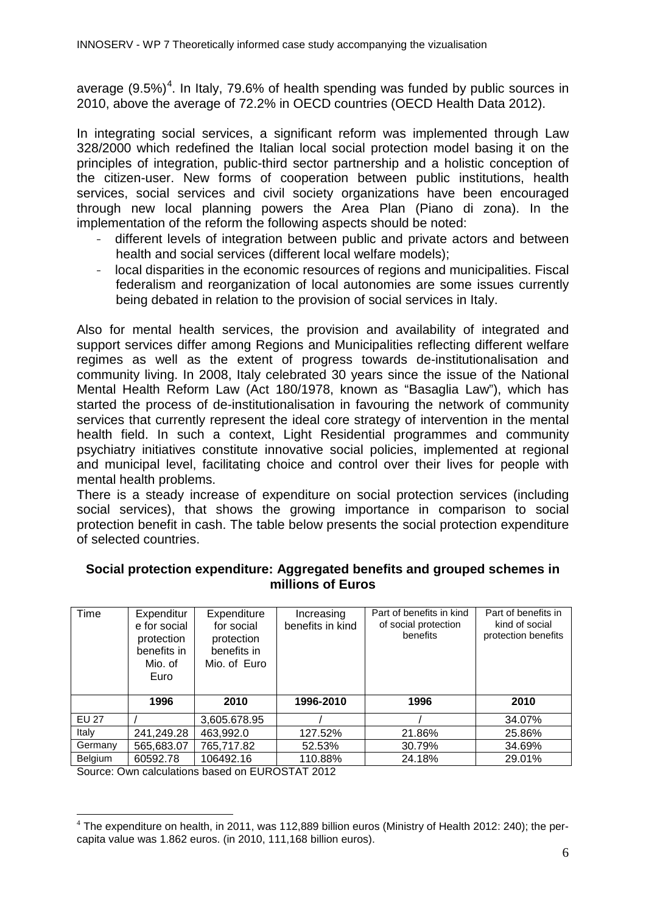average (9.5%)[4]. In Italy, 79.6% of health spending was funded by public sources in 2010, above the average of 72.2% in OECD countries (OECD Health Data 2012).

In integrating social services, a significant reform was implemented through Law 328/2000 which redefined the Italian local social protection model basing it on the principles of integration, public-third sector partnership and a holistic conception of the citizen-user. New forms of cooperation between public institutions, health services, social services and civil society organizations have been encouraged through new local planning powers the Area Plan (Piano di zona). In the implementation of the reform the following aspects should be noted:

- different levels of integration between public and private actors and between health and social services (different local welfare models);
- local disparities in the economic resources of regions and municipalities. Fiscal federalism and reorganization of local autonomies are some issues currently being debated in relation to the provision of social services in Italy.

Also for mental health services, the provision and availability of integrated and support services differ among Regions and Municipalities reflecting different welfare regimes as well as the extent of progress towards de-institutionalisation and community living. In 2008, Italy celebrated 30 years since the issue of the National Mental Health Reform Law (Act 180/1978, known as "Basaglia Law"), which has started the process of de-institutionalisation in favouring the network of community services that currently represent the ideal core strategy of intervention in the mental health field. In such a context, Light Residential programmes and community psychiatry initiatives constitute innovative social policies, implemented at regional and municipal level, facilitating choice and control over their lives for people with mental health problems.

There is a steady increase of expenditure on social protection services (including social services), that shows the growing importance in comparison to social protection benefit in cash. The table below presents the social protection expenditure of selected countries.

**Social protection expenditure: Aggregated benefits and grouped schemes in millions of Euros**

| Time | Expenditure for social protection benefits in Mio. of Euro | Expenditure for social protection benefits in Mio. of Euro | Increasing benefits in kind | Part of benefits in kind of social protection benefits | Part of benefits in kind of social protection benefits |
|---|---|---|---|---|---|
| | **1996** | **2010** | **1996-2010** | **1996** | **2010** |
| EU 27 | / | 3,605.678.95 | / | / | 34.07% |
| Italy | 241,249.28 | 463,992.0 | 127.52% | 21.86% | 25.86% |
| Germany | 565,683.07 | 765,717.82 | 52.53% | 30.79% | 34.69% |
| Belgium | 60592.78 | 106492.16 | 110.88% | 24.18% | 29.01% |

Source: Own calculations based on EUROSTAT 2012

[4] The expenditure on health, in 2011, was 112,889 billion euros (Ministry of Health 2012: 240); the per-capita value was 1.862 euros. (in 2010, 111,168 billion euros).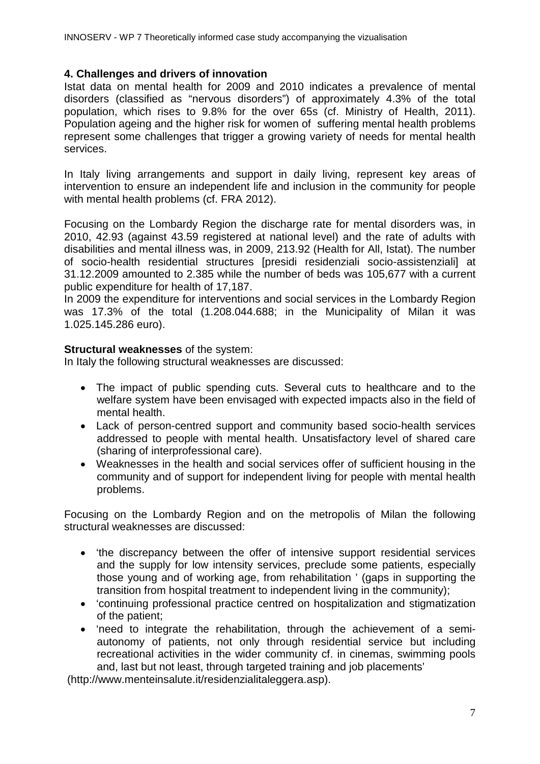## 4. Challenges and drivers of innovation

Istat data on mental health for 2009 and 2010 indicates a prevalence of mental disorders (classified as "nervous disorders") of approximately 4.3% of the total population, which rises to 9.8% for the over 65s (cf. Ministry of Health, 2011). Population ageing and the higher risk for women of suffering mental health problems represent some challenges that trigger a growing variety of needs for mental health services.

In Italy living arrangements and support in daily living, represent key areas of intervention to ensure an independent life and inclusion in the community for people with mental health problems (cf. FRA 2012).

Focusing on the Lombardy Region the discharge rate for mental disorders was, in 2010, 42.93 (against 43.59 registered at national level) and the rate of adults with disabilities and mental illness was, in 2009, 213.92 (Health for All, Istat). The number of socio-health residential structures [presidi residenziali socio-assistenziali] at 31.12.2009 amounted to 2.385 while the number of beds was 105,677 with a current public expenditure for health of 17,187.
In 2009 the expenditure for interventions and social services in the Lombardy Region was 17.3% of the total (1.208.044.688; in the Municipality of Milan it was 1.025.145.286 euro).

**Structural weaknesses** of the system:
In Italy the following structural weaknesses are discussed:

- The impact of public spending cuts. Several cuts to healthcare and to the welfare system have been envisaged with expected impacts also in the field of mental health.
- Lack of person-centred support and community based socio-health services addressed to people with mental health. Unsatisfactory level of shared care (sharing of interprofessional care).
- Weaknesses in the health and social services offer of sufficient housing in the community and of support for independent living for people with mental health problems.

Focusing on the Lombardy Region and on the metropolis of Milan the following structural weaknesses are discussed:

- 'the discrepancy between the offer of intensive support residential services and the supply for low intensity services, preclude some patients, especially those young and of working age, from rehabilitation ' (gaps in supporting the transition from hospital treatment to independent living in the community);
- 'continuing professional practice centred on hospitalization and stigmatization of the patient;
- 'need to integrate the rehabilitation, through the achievement of a semi-autonomy of patients, not only through residential service but including recreational activities in the wider community cf. in cinemas, swimming pools and, last but not least, through targeted training and job placements'

(http://www.menteinsalute.it/residenzialitaleggera.asp).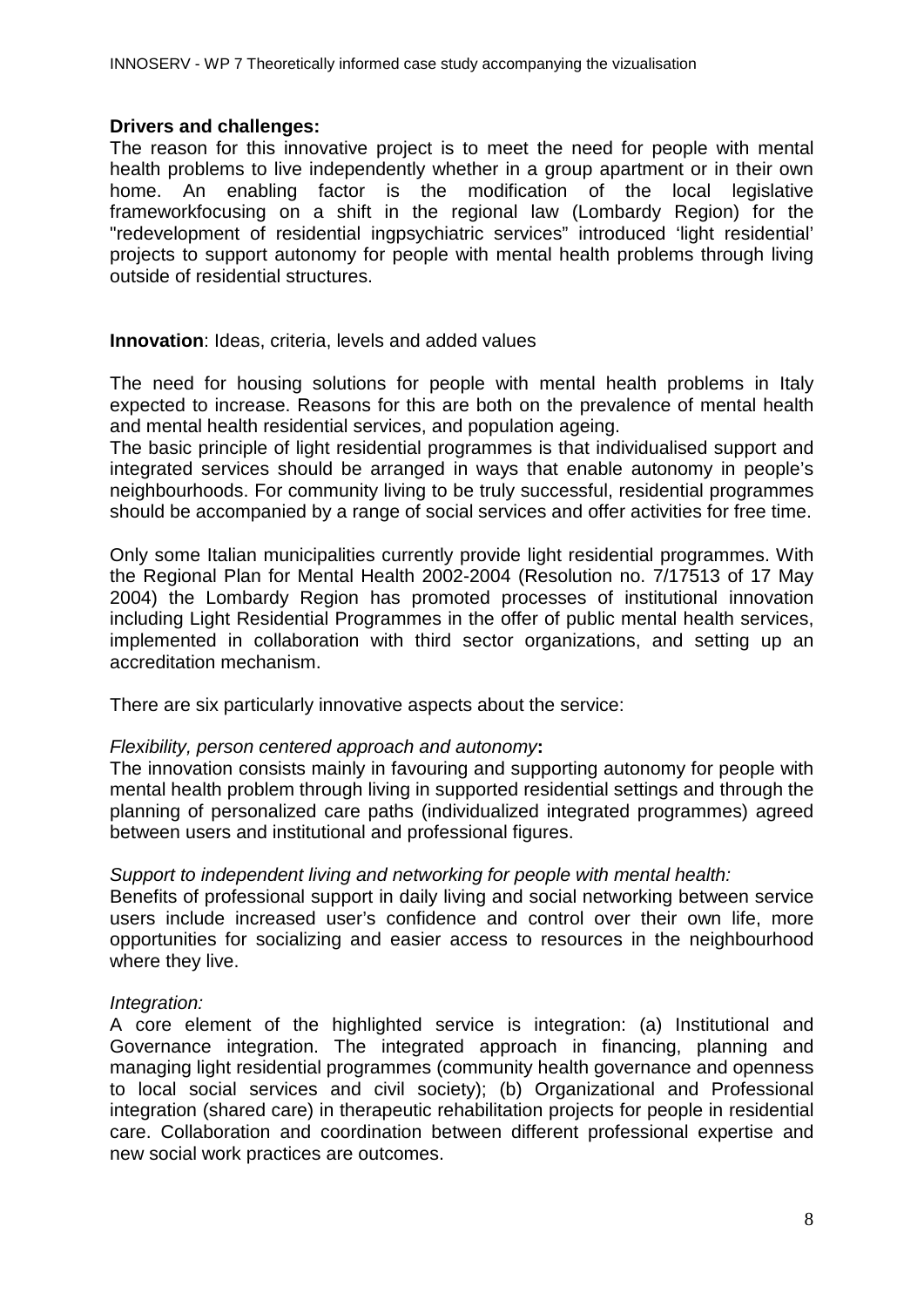**Drivers and challenges:**

The reason for this innovative project is to meet the need for people with mental health problems to live independently whether in a group apartment or in their own home. An enabling factor is the modification of the local legislative frameworkfocusing on a shift in the regional law (Lombardy Region) for the "redevelopment of residential ingpsychiatric services" introduced 'light residential' projects to support autonomy for people with mental health problems through living outside of residential structures.

**Innovation**: Ideas, criteria, levels and added values

The need for housing solutions for people with mental health problems in Italy expected to increase. Reasons for this are both on the prevalence of mental health and mental health residential services, and population ageing.

The basic principle of light residential programmes is that individualised support and integrated services should be arranged in ways that enable autonomy in people's neighbourhoods. For community living to be truly successful, residential programmes should be accompanied by a range of social services and offer activities for free time.

Only some Italian municipalities currently provide light residential programmes. With the Regional Plan for Mental Health 2002-2004 (Resolution no. 7/17513 of 17 May 2004) the Lombardy Region has promoted processes of institutional innovation including Light Residential Programmes in the offer of public mental health services, implemented in collaboration with third sector organizations, and setting up an accreditation mechanism.

There are six particularly innovative aspects about the service:

*Flexibility, person centered approach and autonomy***:**

The innovation consists mainly in favouring and supporting autonomy for people with mental health problem through living in supported residential settings and through the planning of personalized care paths (individualized integrated programmes) agreed between users and institutional and professional figures.

*Support to independent living and networking for people with mental health:*

Benefits of professional support in daily living and social networking between service users include increased user's confidence and control over their own life, more opportunities for socializing and easier access to resources in the neighbourhood where they live.

*Integration:*

A core element of the highlighted service is integration: (a) Institutional and Governance integration. The integrated approach in financing, planning and managing light residential programmes (community health governance and openness to local social services and civil society); (b) Organizational and Professional integration (shared care) in therapeutic rehabilitation projects for people in residential care. Collaboration and coordination between different professional expertise and new social work practices are outcomes.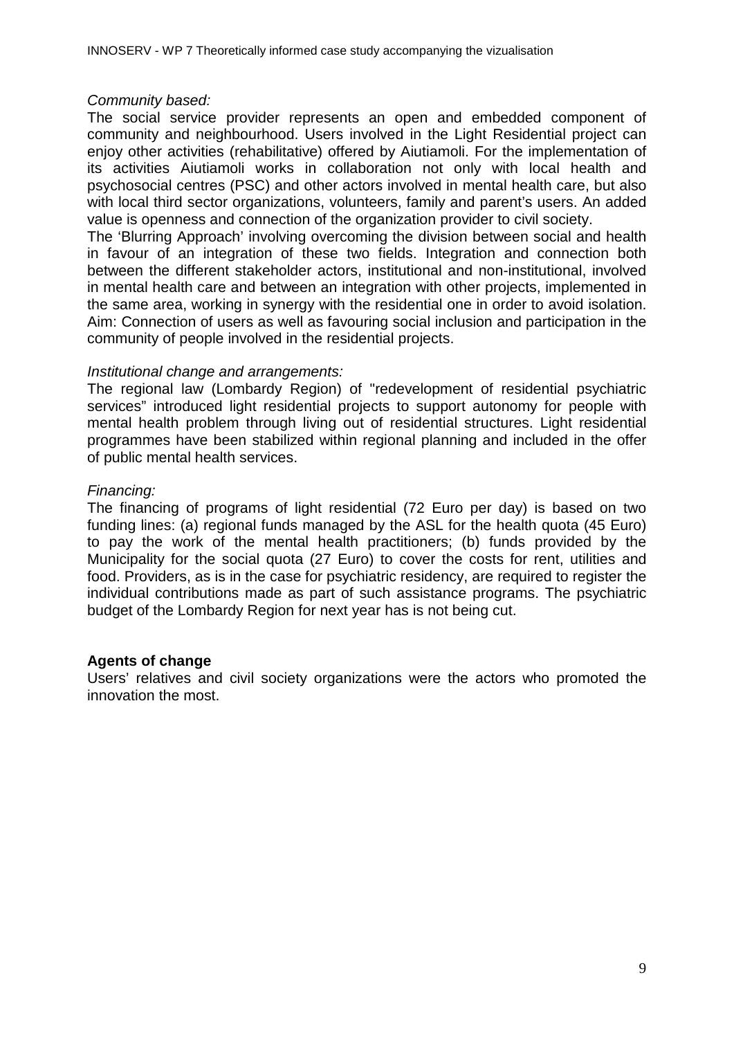*Community based:*

The social service provider represents an open and embedded component of community and neighbourhood. Users involved in the Light Residential project can enjoy other activities (rehabilitative) offered by Aiutiamoli. For the implementation of its activities Aiutiamoli works in collaboration not only with local health and psychosocial centres (PSC) and other actors involved in mental health care, but also with local third sector organizations, volunteers, family and parent's users. An added value is openness and connection of the organization provider to civil society.

The 'Blurring Approach' involving overcoming the division between social and health in favour of an integration of these two fields. Integration and connection both between the different stakeholder actors, institutional and non-institutional, involved in mental health care and between an integration with other projects, implemented in the same area, working in synergy with the residential one in order to avoid isolation. Aim: Connection of users as well as favouring social inclusion and participation in the community of people involved in the residential projects.

*Institutional change and arrangements:*

The regional law (Lombardy Region) of "redevelopment of residential psychiatric services" introduced light residential projects to support autonomy for people with mental health problem through living out of residential structures. Light residential programmes have been stabilized within regional planning and included in the offer of public mental health services.

*Financing:*

The financing of programs of light residential (72 Euro per day) is based on two funding lines: (a) regional funds managed by the ASL for the health quota (45 Euro) to pay the work of the mental health practitioners; (b) funds provided by the Municipality for the social quota (27 Euro) to cover the costs for rent, utilities and food. Providers, as is in the case for psychiatric residency, are required to register the individual contributions made as part of such assistance programs. The psychiatric budget of the Lombardy Region for next year has is not being cut.

**Agents of change**

Users' relatives and civil society organizations were the actors who promoted the innovation the most.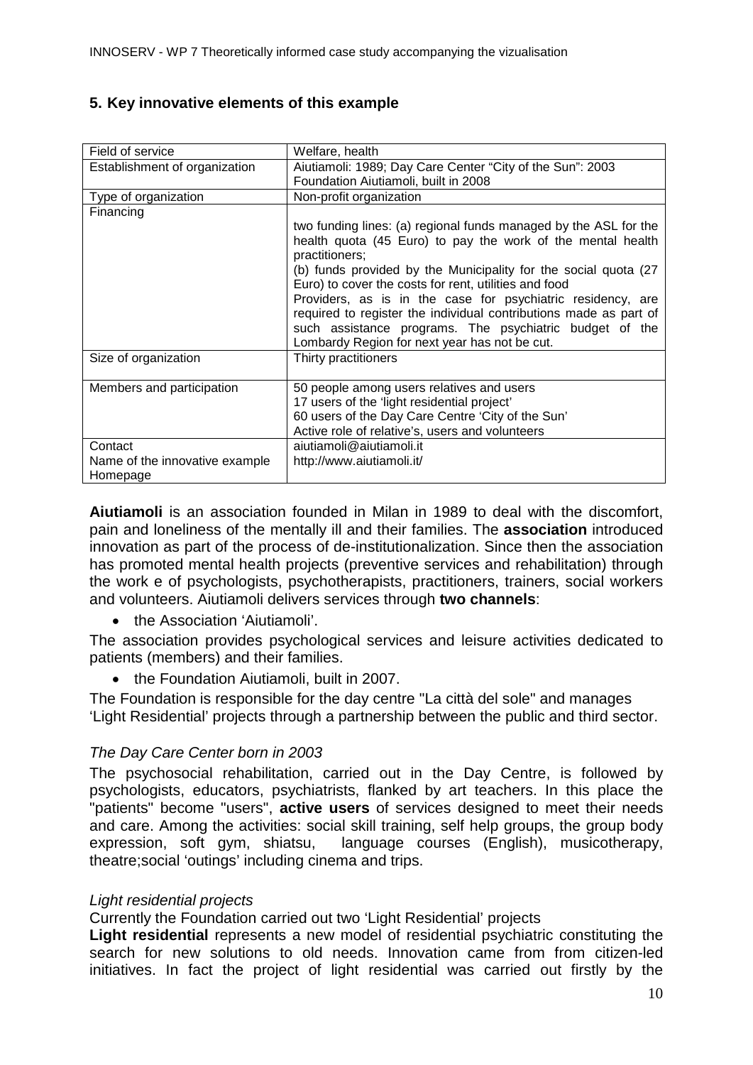## 5. Key innovative elements of this example

| Field of service | Welfare, health |
|---|---|
| Establishment of organization | Aiutiamoli: 1989; Day Care Center "City of the Sun": 2003<br>Foundation Aiutiamoli, built in 2008 |
| Type of organization | Non-profit organization |
| Financing | two funding lines: (a) regional funds managed by the ASL for the health quota (45 Euro) to pay the work of the mental health practitioners;<br>(b) funds provided by the Municipality for the social quota (27 Euro) to cover the costs for rent, utilities and food<br>Providers, as is in the case for psychiatric residency, are required to register the individual contributions made as part of such assistance programs. The psychiatric budget of the Lombardy Region for next year has not be cut. |
| Size of organization | Thirty practitioners |
| Members and participation | 50 people among users relatives and users<br>17 users of the 'light residential project'<br>60 users of the Day Care Centre 'City of the Sun'<br>Active role of relative's, users and volunteers |
| Contact<br>Name of the innovative example<br>Homepage | aiutiamoli@aiutiamoli.it<br>http://www.aiutiamoli.it/ |

**Aiutiamoli** is an association founded in Milan in 1989 to deal with the discomfort, pain and loneliness of the mentally ill and their families. The **association** introduced innovation as part of the process of de-institutionalization. Since then the association has promoted mental health projects (preventive services and rehabilitation) through the work e of psychologists, psychotherapists, practitioners, trainers, social workers and volunteers. Aiutiamoli delivers services through **two channels**:

- the Association 'Aiutiamoli'.

The association provides psychological services and leisure activities dedicated to patients (members) and their families.

- the Foundation Aiutiamoli, built in 2007.

The Foundation is responsible for the day centre "La città del sole" and manages 'Light Residential' projects through a partnership between the public and third sector.

*The Day Care Center born in 2003*

The psychosocial rehabilitation, carried out in the Day Centre, is followed by psychologists, educators, psychiatrists, flanked by art teachers. In this place the "patients" become "users", **active users** of services designed to meet their needs and care. Among the activities: social skill training, self help groups, the group body expression, soft gym, shiatsu, language courses (English), musicotherapy, theatre;social 'outings' including cinema and trips.

*Light residential projects*

Currently the Foundation carried out two 'Light Residential' projects

**Light residential** represents a new model of residential psychiatric constituting the search for new solutions to old needs. Innovation came from from citizen-led initiatives. In fact the project of light residential was carried out firstly by the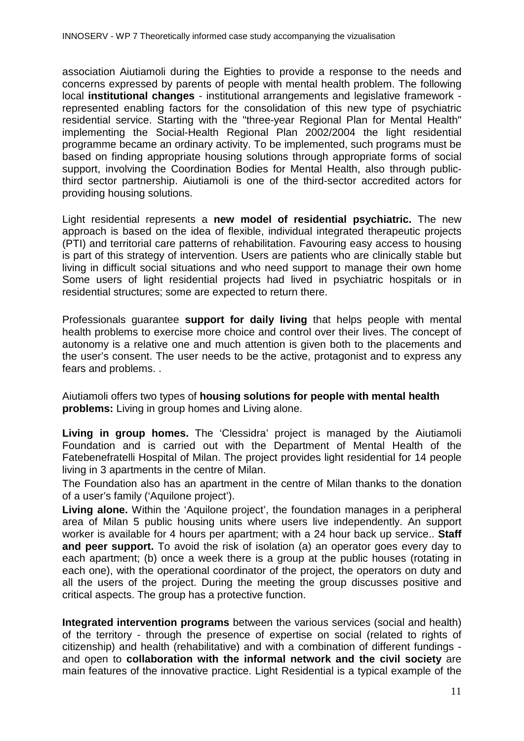association Aiutiamoli during the Eighties to provide a response to the needs and concerns expressed by parents of people with mental health problem. The following local **institutional changes** - institutional arrangements and legislative framework - represented enabling factors for the consolidation of this new type of psychiatric residential service. Starting with the "three-year Regional Plan for Mental Health" implementing the Social-Health Regional Plan 2002/2004 the light residential programme became an ordinary activity. To be implemented, such programs must be based on finding appropriate housing solutions through appropriate forms of social support, involving the Coordination Bodies for Mental Health, also through public-third sector partnership. Aiutiamoli is one of the third-sector accredited actors for providing housing solutions.

Light residential represents a **new model of residential psychiatric.** The new approach is based on the idea of flexible, individual integrated therapeutic projects (PTI) and territorial care patterns of rehabilitation. Favouring easy access to housing is part of this strategy of intervention. Users are patients who are clinically stable but living in difficult social situations and who need support to manage their own home Some users of light residential projects had lived in psychiatric hospitals or in residential structures; some are expected to return there.

Professionals guarantee **support for daily living** that helps people with mental health problems to exercise more choice and control over their lives. The concept of autonomy is a relative one and much attention is given both to the placements and the user's consent. The user needs to be the active, protagonist and to express any fears and problems. .

Aiutiamoli offers two types of **housing solutions for people with mental health problems:** Living in group homes and Living alone.

**Living in group homes.** The 'Clessidra' project is managed by the Aiutiamoli Foundation and is carried out with the Department of Mental Health of the Fatebenefratelli Hospital of Milan. The project provides light residential for 14 people living in 3 apartments in the centre of Milan.

The Foundation also has an apartment in the centre of Milan thanks to the donation of a user's family ('Aquilone project').

**Living alone.** Within the 'Aquilone project', the foundation manages in a peripheral area of Milan 5 public housing units where users live independently. An support worker is available for 4 hours per apartment; with a 24 hour back up service.. **Staff and peer support.** To avoid the risk of isolation (a) an operator goes every day to each apartment; (b) once a week there is a group at the public houses (rotating in each one), with the operational coordinator of the project, the operators on duty and all the users of the project. During the meeting the group discusses positive and critical aspects. The group has a protective function.

**Integrated intervention programs** between the various services (social and health) of the territory - through the presence of expertise on social (related to rights of citizenship) and health (rehabilitative) and with a combination of different fundings - and open to **collaboration with the informal network and the civil society** are main features of the innovative practice. Light Residential is a typical example of the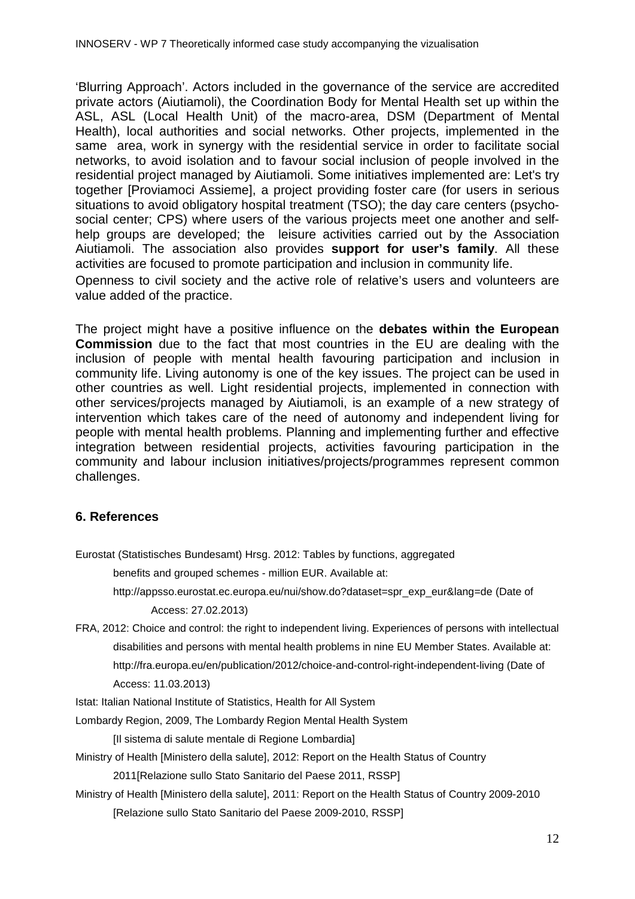'Blurring Approach'. Actors included in the governance of the service are accredited private actors (Aiutiamoli), the Coordination Body for Mental Health set up within the ASL, ASL (Local Health Unit) of the macro-area, DSM (Department of Mental Health), local authorities and social networks. Other projects, implemented in the same area, work in synergy with the residential service in order to facilitate social networks, to avoid isolation and to favour social inclusion of people involved in the residential project managed by Aiutiamoli. Some initiatives implemented are: Let's try together [Proviamoci Assieme], a project providing foster care (for users in serious situations to avoid obligatory hospital treatment (TSO); the day care centers (psycho-social center; CPS) where users of the various projects meet one another and self-help groups are developed; the leisure activities carried out by the Association Aiutiamoli. The association also provides **support for user's family**. All these activities are focused to promote participation and inclusion in community life.

Openness to civil society and the active role of relative's users and volunteers are value added of the practice.

The project might have a positive influence on the **debates within the European Commission** due to the fact that most countries in the EU are dealing with the inclusion of people with mental health favouring participation and inclusion in community life. Living autonomy is one of the key issues. The project can be used in other countries as well. Light residential projects, implemented in connection with other services/projects managed by Aiutiamoli, is an example of a new strategy of intervention which takes care of the need of autonomy and independent living for people with mental health problems. Planning and implementing further and effective integration between residential projects, activities favouring participation in the community and labour inclusion initiatives/projects/programmes represent common challenges.

## 6. References

Eurostat (Statistisches Bundesamt) Hrsg. 2012: Tables by functions, aggregated benefits and grouped schemes - million EUR. Available at: http://appsso.eurostat.ec.europa.eu/nui/show.do?dataset=spr_exp_eur&lang=de (Date of Access: 27.02.2013)

FRA, 2012: Choice and control: the right to independent living. Experiences of persons with intellectual disabilities and persons with mental health problems in nine EU Member States. Available at: http://fra.europa.eu/en/publication/2012/choice-and-control-right-independent-living (Date of Access: 11.03.2013)

Istat: Italian National Institute of Statistics, Health for All System

Lombardy Region, 2009, The Lombardy Region Mental Health System [Il sistema di salute mentale di Regione Lombardia]

Ministry of Health [Ministero della salute], 2012: Report on the Health Status of Country 2011[Relazione sullo Stato Sanitario del Paese 2011, RSSP]

Ministry of Health [Ministero della salute], 2011: Report on the Health Status of Country 2009-2010 [Relazione sullo Stato Sanitario del Paese 2009-2010, RSSP]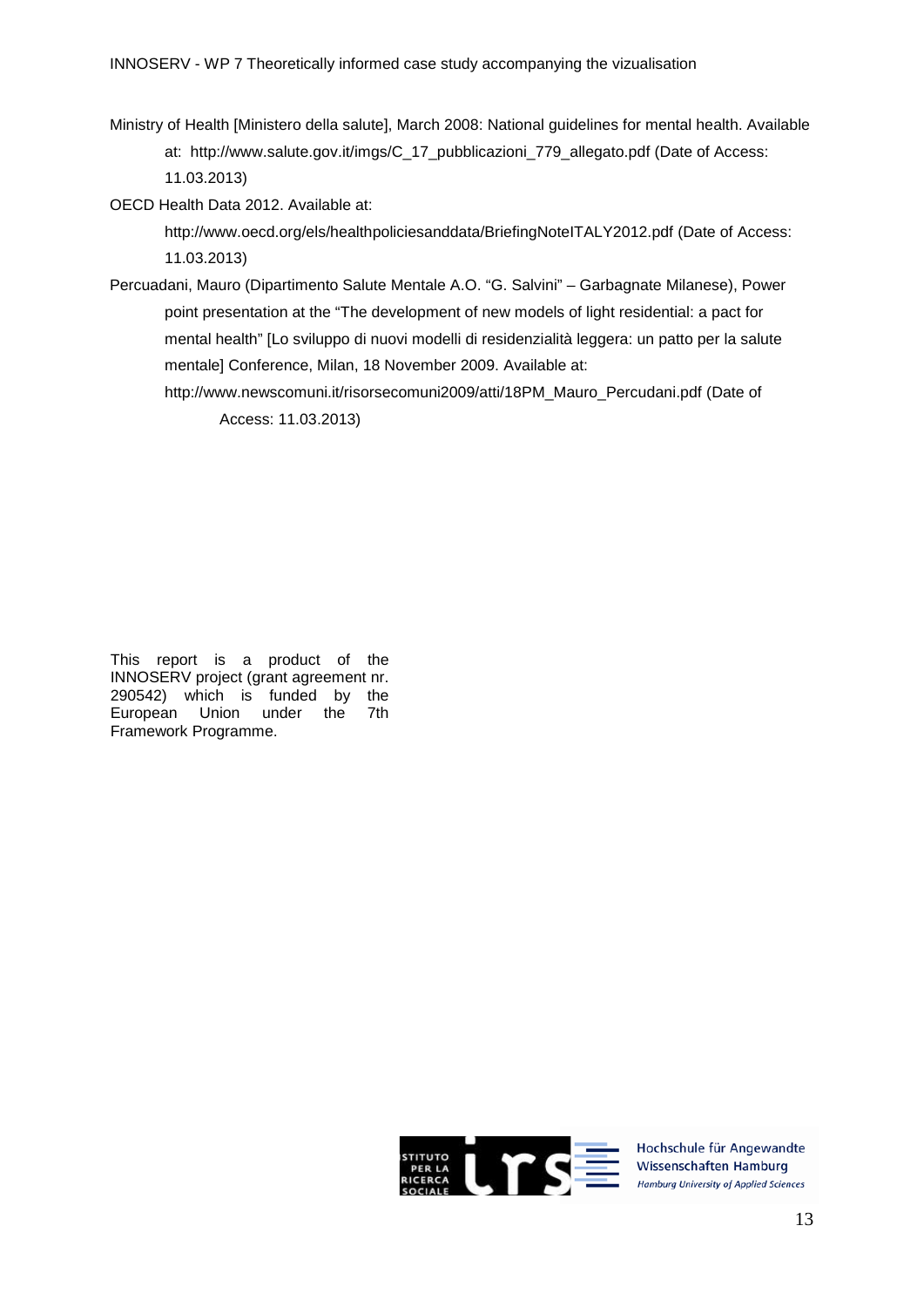Ministry of Health [Ministero della salute], March 2008: National guidelines for mental health. Available at: http://www.salute.gov.it/imgs/C_17_pubblicazioni_779_allegato.pdf (Date of Access: 11.03.2013)

OECD Health Data 2012. Available at: http://www.oecd.org/els/healthpoliciesanddata/BriefingNoteITALY2012.pdf (Date of Access: 11.03.2013)

Percuadani, Mauro (Dipartimento Salute Mentale A.O. "G. Salvini" – Garbagnate Milanese), Power point presentation at the "The development of new models of light residential: a pact for mental health" [Lo sviluppo di nuovi modelli di residenzialità leggera: un patto per la salute mentale] Conference, Milan, 18 November 2009. Available at: http://www.newscomuni.it/risorsecomuni2009/atti/18PM_Mauro_Percudani.pdf (Date of Access: 11.03.2013)

This report is a product of the INNOSERV project (grant agreement nr. 290542) which is funded by the European Union under the 7th Framework Programme.